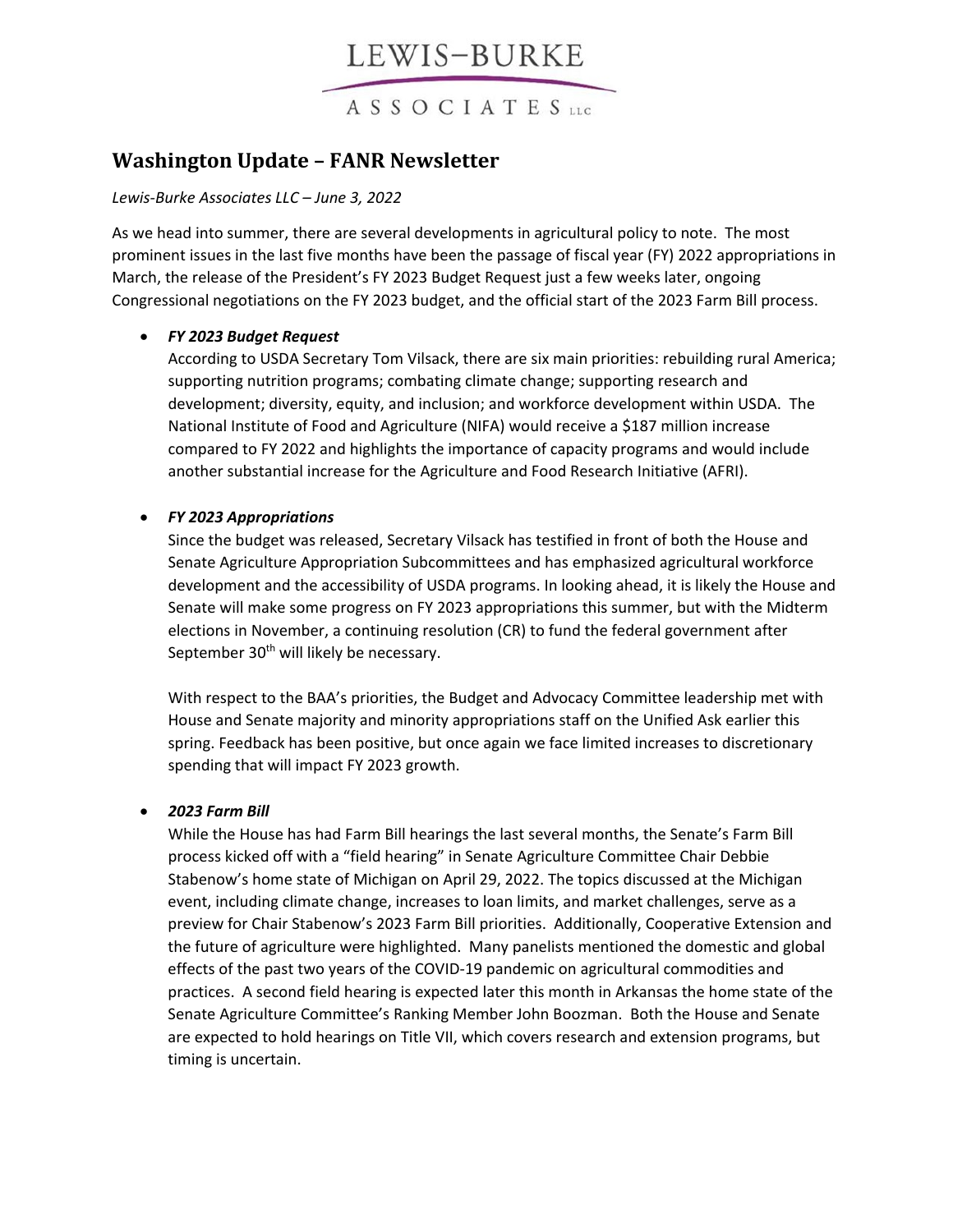LEWIS–BURKE

ASSOCIATES LLC

## Washington Update – FANR Newsletter

*Lewis-Burke Associates LLC – June 3, 2022*

As we head into summer, there are several developments in agricultural policy to note. The most prominent issues in the last five months have been the passage of fiscal year (FY) 2022 appropriations in March, the release of the President's FY 2023 Budget Request just a few weeks later, ongoing Congressional negotiations on the FY 2023 budget, and the official start of the 2023 Farm Bill process.

- ***FY 2023 Budget Request***
  According to USDA Secretary Tom Vilsack, there are six main priorities: rebuilding rural America; supporting nutrition programs; combating climate change; supporting research and development; diversity, equity, and inclusion; and workforce development within USDA. The National Institute of Food and Agriculture (NIFA) would receive a $187 million increase compared to FY 2022 and highlights the importance of capacity programs and would include another substantial increase for the Agriculture and Food Research Initiative (AFRI).

- ***FY 2023 Appropriations***
  Since the budget was released, Secretary Vilsack has testified in front of both the House and Senate Agriculture Appropriation Subcommittees and has emphasized agricultural workforce development and the accessibility of USDA programs. In looking ahead, it is likely the House and Senate will make some progress on FY 2023 appropriations this summer, but with the Midterm elections in November, a continuing resolution (CR) to fund the federal government after September 30th will likely be necessary.

  With respect to the BAA's priorities, the Budget and Advocacy Committee leadership met with House and Senate majority and minority appropriations staff on the Unified Ask earlier this spring. Feedback has been positive, but once again we face limited increases to discretionary spending that will impact FY 2023 growth.

- ***2023 Farm Bill***
  While the House has had Farm Bill hearings the last several months, the Senate's Farm Bill process kicked off with a "field hearing" in Senate Agriculture Committee Chair Debbie Stabenow's home state of Michigan on April 29, 2022. The topics discussed at the Michigan event, including climate change, increases to loan limits, and market challenges, serve as a preview for Chair Stabenow's 2023 Farm Bill priorities. Additionally, Cooperative Extension and the future of agriculture were highlighted. Many panelists mentioned the domestic and global effects of the past two years of the COVID-19 pandemic on agricultural commodities and practices. A second field hearing is expected later this month in Arkansas the home state of the Senate Agriculture Committee's Ranking Member John Boozman. Both the House and Senate are expected to hold hearings on Title VII, which covers research and extension programs, but timing is uncertain.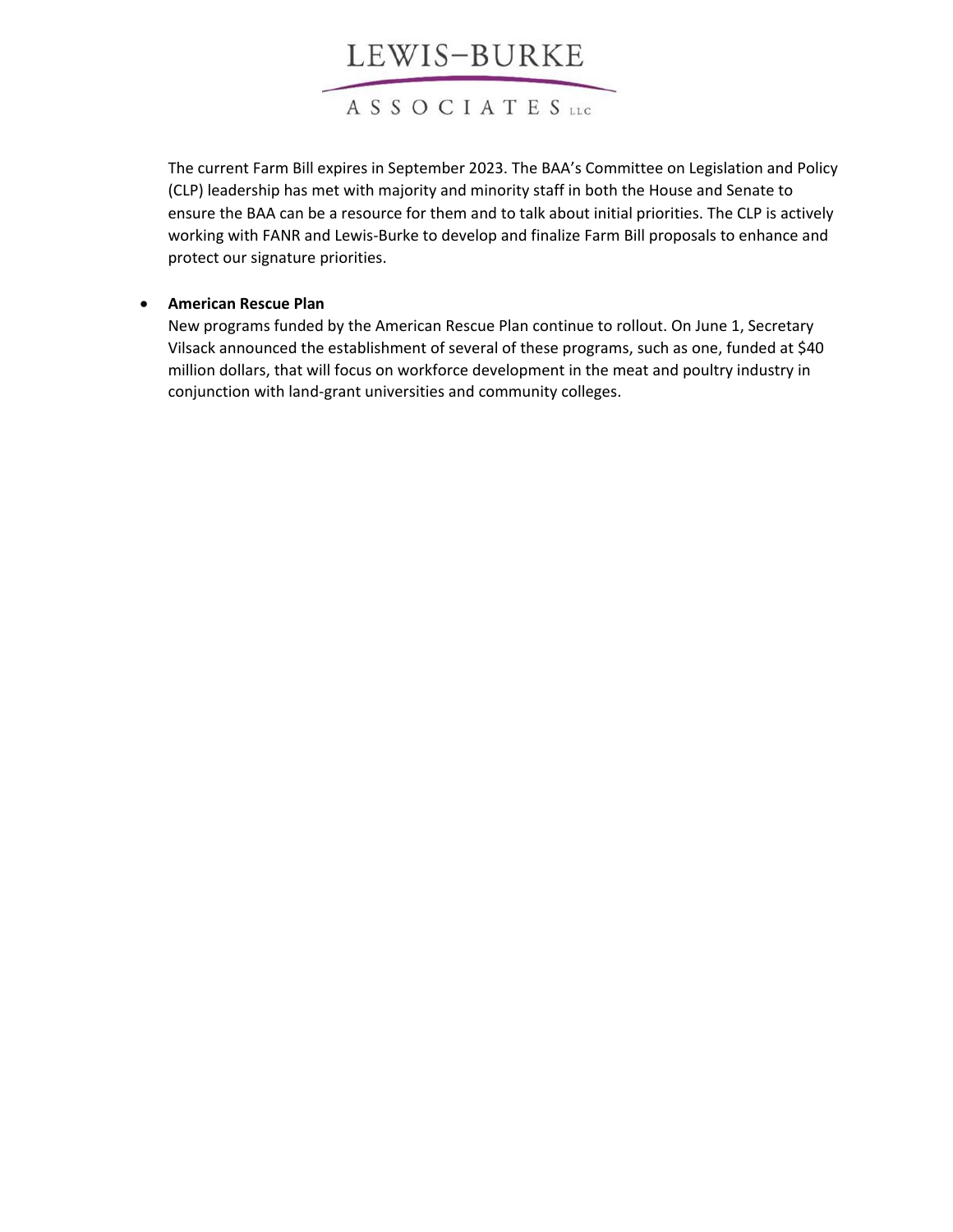The current Farm Bill expires in September 2023. The BAA's Committee on Legislation and Policy (CLP) leadership has met with majority and minority staff in both the House and Senate to ensure the BAA can be a resource for them and to talk about initial priorities. The CLP is actively working with FANR and Lewis-Burke to develop and finalize Farm Bill proposals to enhance and protect our signature priorities.

- **American Rescue Plan**
  New programs funded by the American Rescue Plan continue to rollout. On June 1, Secretary Vilsack announced the establishment of several of these programs, such as one, funded at $40 million dollars, that will focus on workforce development in the meat and poultry industry in conjunction with land-grant universities and community colleges.